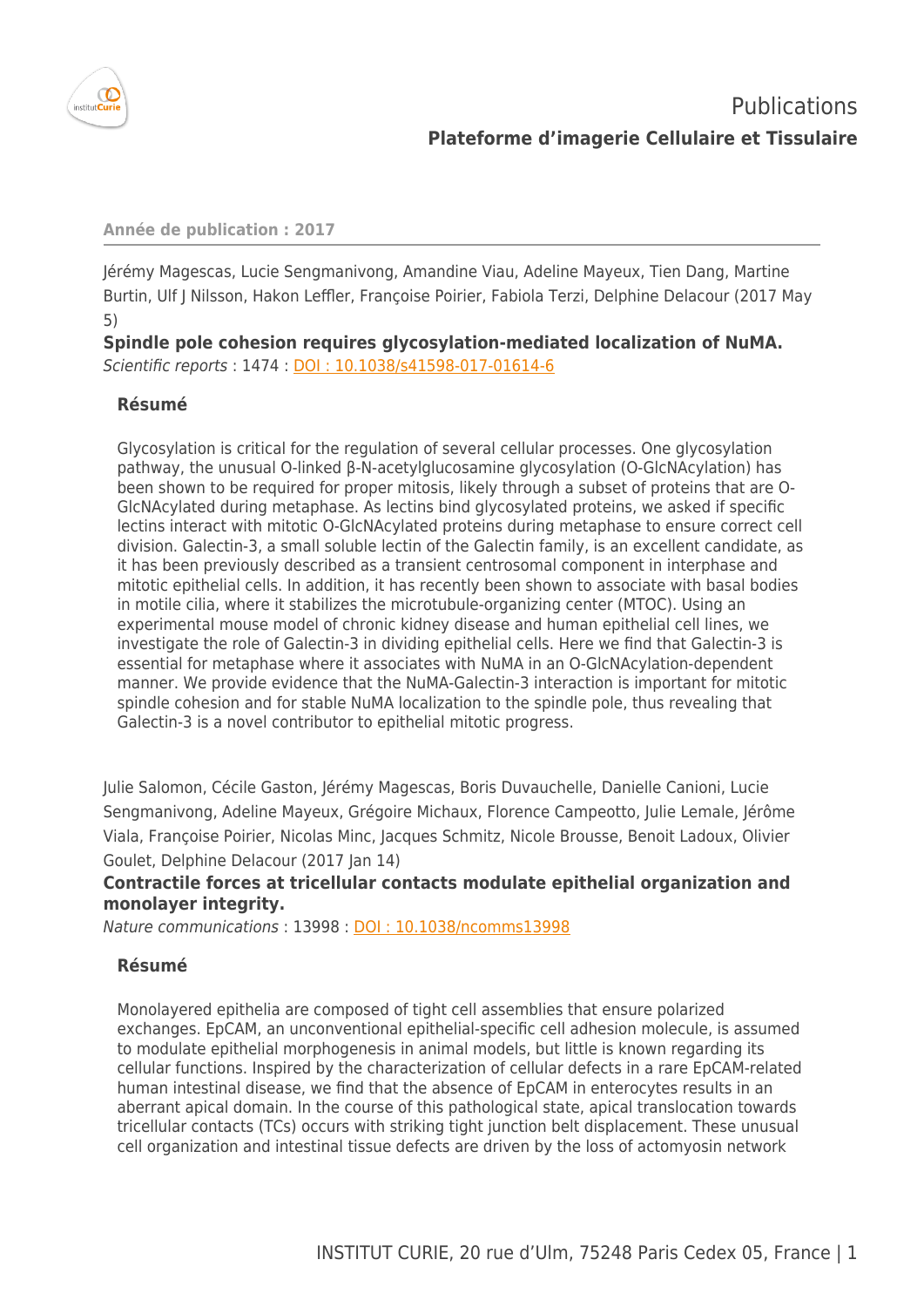# Publications

## Plateforme d'imagerie Cellulaire et Tissulaire

**Année de publication : 2017**

Jérémy Magescas, Lucie Sengmanivong, Amandine Viau, Adeline Mayeux, Tien Dang, Martine Burtin, Ulf J Nilsson, Hakon Leffler, Françoise Poirier, Fabiola Terzi, Delphine Delacour (2017 May 5)

**Spindle pole cohesion requires glycosylation-mediated localization of NuMA.**

*Scientific reports* : 1474 : DOI : 10.1038/s41598-017-01614-6

### Résumé

Glycosylation is critical for the regulation of several cellular processes. One glycosylation pathway, the unusual O-linked β-N-acetylglucosamine glycosylation (O-GlcNAcylation) has been shown to be required for proper mitosis, likely through a subset of proteins that are O-GlcNAcylated during metaphase. As lectins bind glycosylated proteins, we asked if specific lectins interact with mitotic O-GlcNAcylated proteins during metaphase to ensure correct cell division. Galectin-3, a small soluble lectin of the Galectin family, is an excellent candidate, as it has been previously described as a transient centrosomal component in interphase and mitotic epithelial cells. In addition, it has recently been shown to associate with basal bodies in motile cilia, where it stabilizes the microtubule-organizing center (MTOC). Using an experimental mouse model of chronic kidney disease and human epithelial cell lines, we investigate the role of Galectin-3 in dividing epithelial cells. Here we find that Galectin-3 is essential for metaphase where it associates with NuMA in an O-GlcNAcylation-dependent manner. We provide evidence that the NuMA-Galectin-3 interaction is important for mitotic spindle cohesion and for stable NuMA localization to the spindle pole, thus revealing that Galectin-3 is a novel contributor to epithelial mitotic progress.

Julie Salomon, Cécile Gaston, Jérémy Magescas, Boris Duvauchelle, Danielle Canioni, Lucie Sengmanivong, Adeline Mayeux, Grégoire Michaux, Florence Campeotto, Julie Lemale, Jérôme Viala, Françoise Poirier, Nicolas Minc, Jacques Schmitz, Nicole Brousse, Benoit Ladoux, Olivier Goulet, Delphine Delacour (2017 Jan 14)

**Contractile forces at tricellular contacts modulate epithelial organization and monolayer integrity.**

*Nature communications* : 13998 : DOI : 10.1038/ncomms13998

### Résumé

Monolayered epithelia are composed of tight cell assemblies that ensure polarized exchanges. EpCAM, an unconventional epithelial-specific cell adhesion molecule, is assumed to modulate epithelial morphogenesis in animal models, but little is known regarding its cellular functions. Inspired by the characterization of cellular defects in a rare EpCAM-related human intestinal disease, we find that the absence of EpCAM in enterocytes results in an aberrant apical domain. In the course of this pathological state, apical translocation towards tricellular contacts (TCs) occurs with striking tight junction belt displacement. These unusual cell organization and intestinal tissue defects are driven by the loss of actomyosin network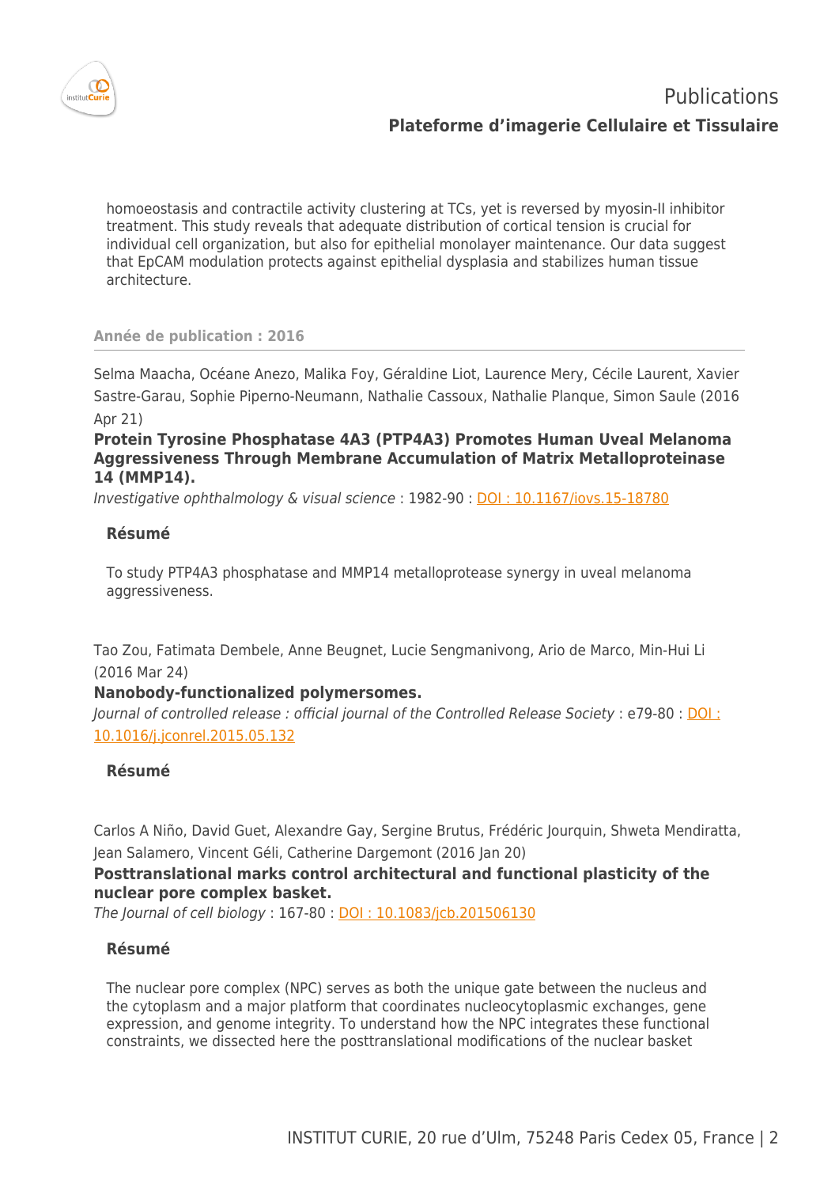homoeostasis and contractile activity clustering at TCs, yet is reversed by myosin-II inhibitor treatment. This study reveals that adequate distribution of cortical tension is crucial for individual cell organization, but also for epithelial monolayer maintenance. Our data suggest that EpCAM modulation protects against epithelial dysplasia and stabilizes human tissue architecture.

**Année de publication : 2016**

Selma Maacha, Océane Anezo, Malika Foy, Géraldine Liot, Laurence Mery, Cécile Laurent, Xavier Sastre-Garau, Sophie Piperno-Neumann, Nathalie Cassoux, Nathalie Planque, Simon Saule (2016 Apr 21)

**Protein Tyrosine Phosphatase 4A3 (PTP4A3) Promotes Human Uveal Melanoma Aggressiveness Through Membrane Accumulation of Matrix Metalloproteinase 14 (MMP14).**

*Investigative ophthalmology & visual science* : 1982-90 : [DOI : 10.1167/iovs.15-18780](https://doi.org/10.1167/iovs.15-18780)

**Résumé**

To study PTP4A3 phosphatase and MMP14 metalloprotease synergy in uveal melanoma aggressiveness.

Tao Zou, Fatimata Dembele, Anne Beugnet, Lucie Sengmanivong, Ario de Marco, Min-Hui Li (2016 Mar 24)

**Nanobody-functionalized polymersomes.**

*Journal of controlled release : official journal of the Controlled Release Society* : e79-80 : [DOI : 10.1016/j.jconrel.2015.05.132](https://doi.org/10.1016/j.jconrel.2015.05.132)

**Résumé**

Carlos A Niño, David Guet, Alexandre Gay, Sergine Brutus, Frédéric Jourquin, Shweta Mendiratta, Jean Salamero, Vincent Géli, Catherine Dargemont (2016 Jan 20)

**Posttranslational marks control architectural and functional plasticity of the nuclear pore complex basket.**

*The Journal of cell biology* : 167-80 : [DOI : 10.1083/jcb.201506130](https://doi.org/10.1083/jcb.201506130)

**Résumé**

The nuclear pore complex (NPC) serves as both the unique gate between the nucleus and the cytoplasm and a major platform that coordinates nucleocytoplasmic exchanges, gene expression, and genome integrity. To understand how the NPC integrates these functional constraints, we dissected here the posttranslational modifications of the nuclear basket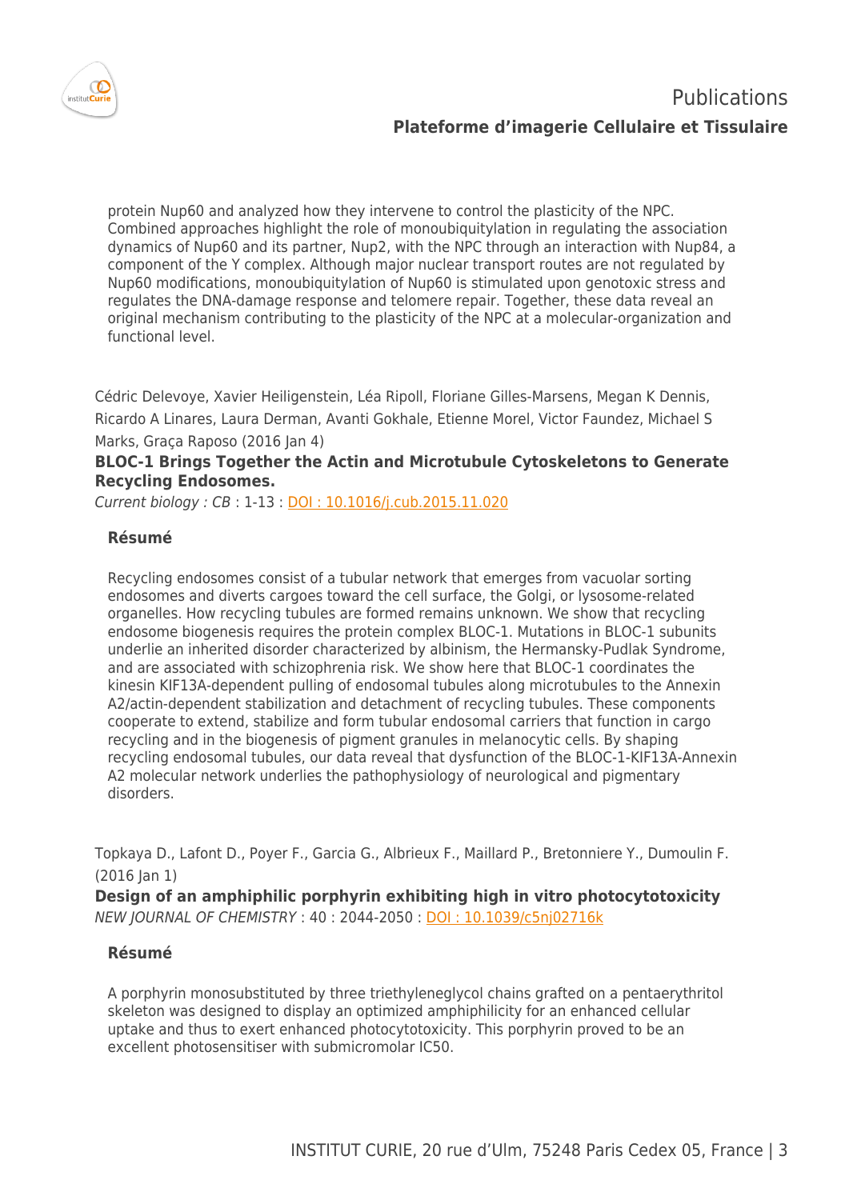protein Nup60 and analyzed how they intervene to control the plasticity of the NPC. Combined approaches highlight the role of monoubiquitylation in regulating the association dynamics of Nup60 and its partner, Nup2, with the NPC through an interaction with Nup84, a component of the Y complex. Although major nuclear transport routes are not regulated by Nup60 modifications, monoubiquitylation of Nup60 is stimulated upon genotoxic stress and regulates the DNA-damage response and telomere repair. Together, these data reveal an original mechanism contributing to the plasticity of the NPC at a molecular-organization and functional level.

Cédric Delevoye, Xavier Heiligenstein, Léa Ripoll, Floriane Gilles-Marsens, Megan K Dennis, Ricardo A Linares, Laura Derman, Avanti Gokhale, Etienne Morel, Victor Faundez, Michael S Marks, Graça Raposo (2016 Jan 4)

**BLOC-1 Brings Together the Actin and Microtubule Cytoskeletons to Generate Recycling Endosomes.**

*Current biology : CB* : 1-13 : DOI : 10.1016/j.cub.2015.11.020

### Résumé

Recycling endosomes consist of a tubular network that emerges from vacuolar sorting endosomes and diverts cargoes toward the cell surface, the Golgi, or lysosome-related organelles. How recycling tubules are formed remains unknown. We show that recycling endosome biogenesis requires the protein complex BLOC-1. Mutations in BLOC-1 subunits underlie an inherited disorder characterized by albinism, the Hermansky-Pudlak Syndrome, and are associated with schizophrenia risk. We show here that BLOC-1 coordinates the kinesin KIF13A-dependent pulling of endosomal tubules along microtubules to the Annexin A2/actin-dependent stabilization and detachment of recycling tubules. These components cooperate to extend, stabilize and form tubular endosomal carriers that function in cargo recycling and in the biogenesis of pigment granules in melanocytic cells. By shaping recycling endosomal tubules, our data reveal that dysfunction of the BLOC-1-KIF13A-Annexin A2 molecular network underlies the pathophysiology of neurological and pigmentary disorders.

Topkaya D., Lafont D., Poyer F., Garcia G., Albrieux F., Maillard P., Bretonniere Y., Dumoulin F. (2016 Jan 1)

**Design of an amphiphilic porphyrin exhibiting high in vitro photocytotoxicity**

*NEW JOURNAL OF CHEMISTRY* : 40 : 2044-2050 : DOI : 10.1039/c5nj02716k

### Résumé

A porphyrin monosubstituted by three triethyleneglycol chains grafted on a pentaerythritol skeleton was designed to display an optimized amphiphilicity for an enhanced cellular uptake and thus to exert enhanced photocytotoxicity. This porphyrin proved to be an excellent photosensitiser with submicromolar IC50.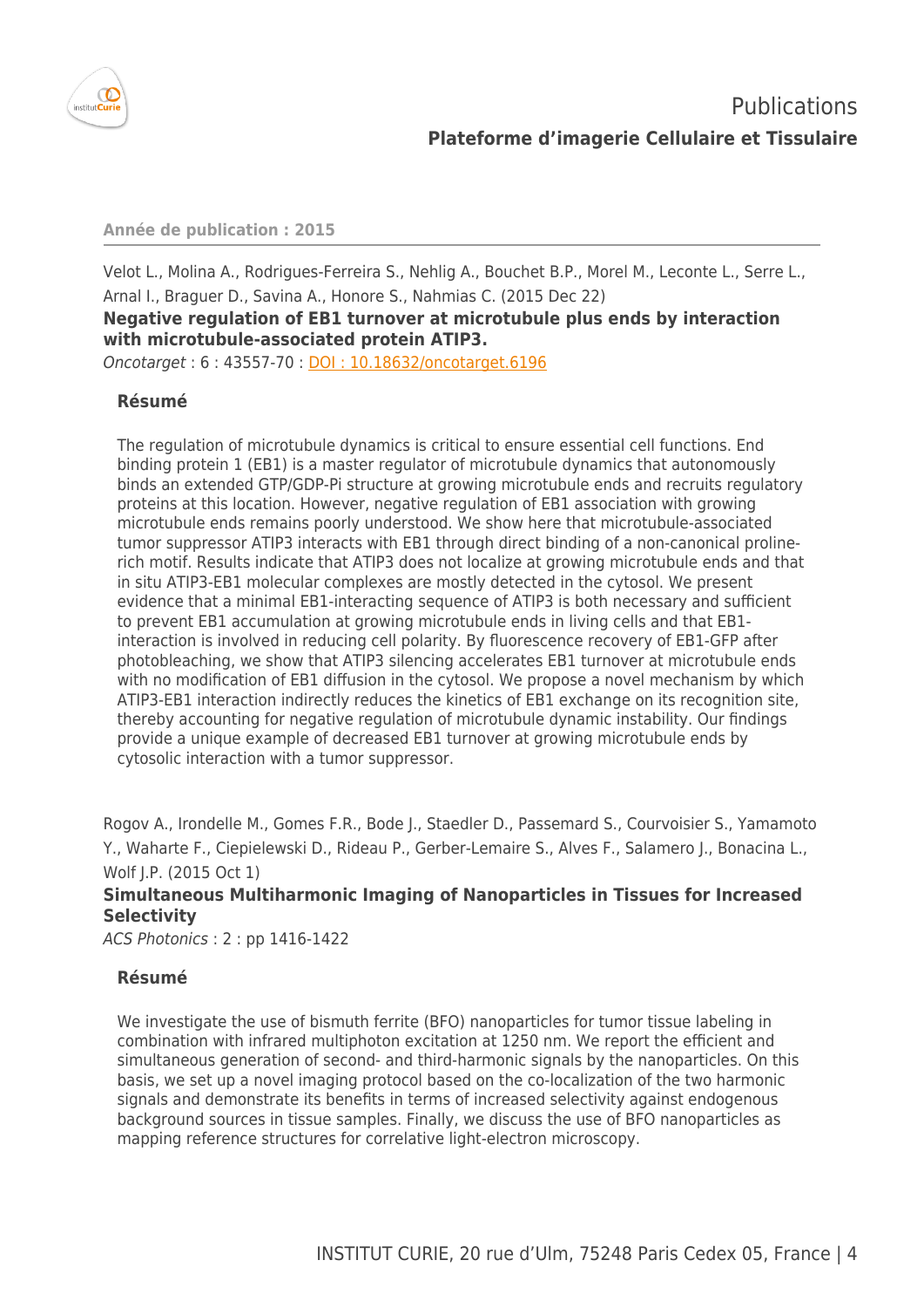**Année de publication : 2015**

Velot L., Molina A., Rodrigues-Ferreira S., Nehlig A., Bouchet B.P., Morel M., Leconte L., Serre L., Arnal I., Braguer D., Savina A., Honore S., Nahmias C. (2015 Dec 22)

**Negative regulation of EB1 turnover at microtubule plus ends by interaction with microtubule-associated protein ATIP3.**

*Oncotarget* : 6 : 43557-70 : DOI : 10.18632/oncotarget.6196

**Résumé**

The regulation of microtubule dynamics is critical to ensure essential cell functions. End binding protein 1 (EB1) is a master regulator of microtubule dynamics that autonomously binds an extended GTP/GDP-Pi structure at growing microtubule ends and recruits regulatory proteins at this location. However, negative regulation of EB1 association with growing microtubule ends remains poorly understood. We show here that microtubule-associated tumor suppressor ATIP3 interacts with EB1 through direct binding of a non-canonical proline-rich motif. Results indicate that ATIP3 does not localize at growing microtubule ends and that in situ ATIP3-EB1 molecular complexes are mostly detected in the cytosol. We present evidence that a minimal EB1-interacting sequence of ATIP3 is both necessary and sufficient to prevent EB1 accumulation at growing microtubule ends in living cells and that EB1-interaction is involved in reducing cell polarity. By fluorescence recovery of EB1-GFP after photobleaching, we show that ATIP3 silencing accelerates EB1 turnover at microtubule ends with no modification of EB1 diffusion in the cytosol. We propose a novel mechanism by which ATIP3-EB1 interaction indirectly reduces the kinetics of EB1 exchange on its recognition site, thereby accounting for negative regulation of microtubule dynamic instability. Our findings provide a unique example of decreased EB1 turnover at growing microtubule ends by cytosolic interaction with a tumor suppressor.

Rogov A., Irondelle M., Gomes F.R., Bode J., Staedler D., Passemard S., Courvoisier S., Yamamoto Y., Waharte F., Ciepielewski D., Rideau P., Gerber-Lemaire S., Alves F., Salamero J., Bonacina L., Wolf J.P. (2015 Oct 1)

**Simultaneous Multiharmonic Imaging of Nanoparticles in Tissues for Increased Selectivity**

*ACS Photonics* : 2 : pp 1416-1422

**Résumé**

We investigate the use of bismuth ferrite (BFO) nanoparticles for tumor tissue labeling in combination with infrared multiphoton excitation at 1250 nm. We report the efficient and simultaneous generation of second- and third-harmonic signals by the nanoparticles. On this basis, we set up a novel imaging protocol based on the co-localization of the two harmonic signals and demonstrate its benefits in terms of increased selectivity against endogenous background sources in tissue samples. Finally, we discuss the use of BFO nanoparticles as mapping reference structures for correlative light-electron microscopy.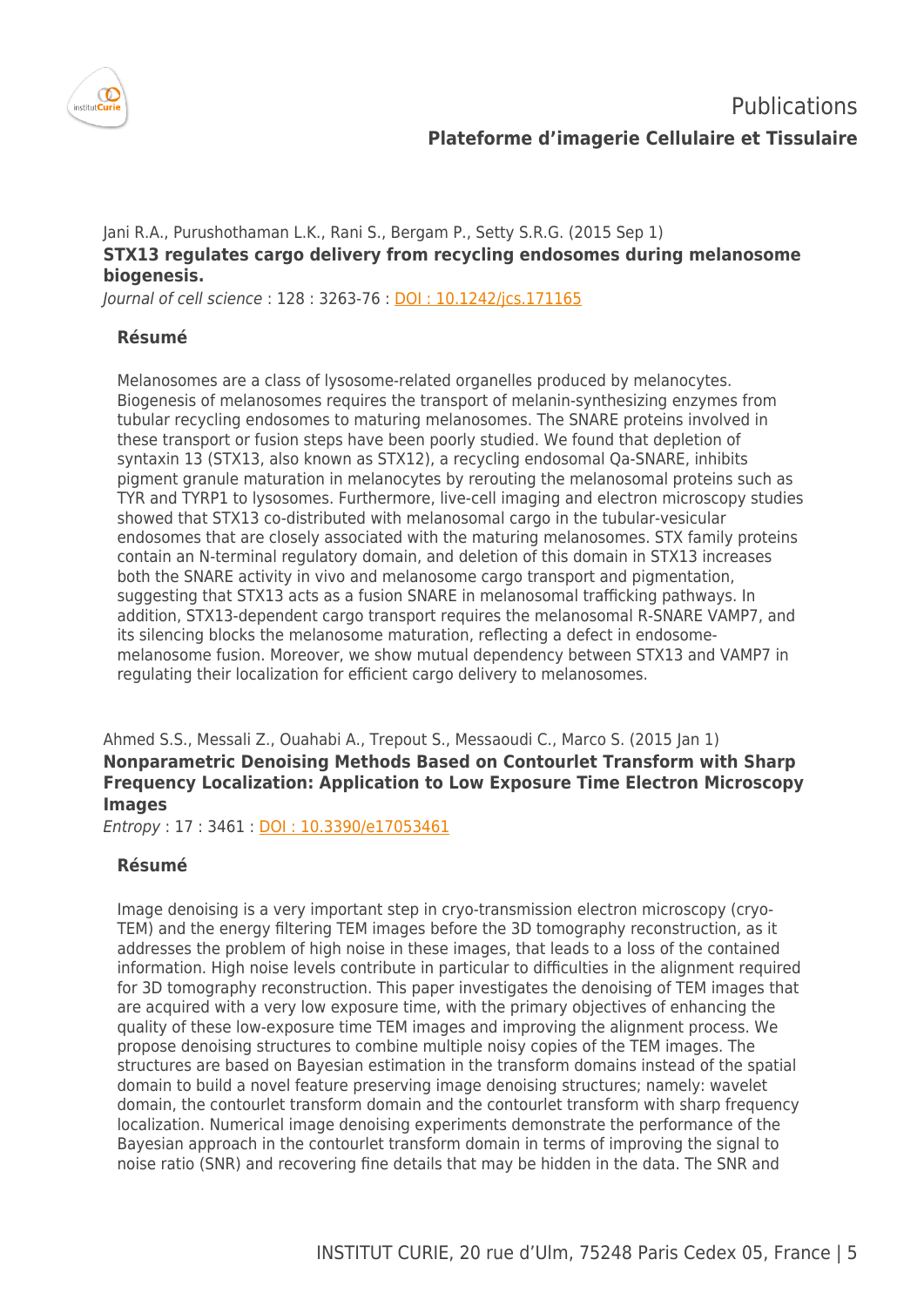Jani R.A., Purushothaman L.K., Rani S., Bergam P., Setty S.R.G. (2015 Sep 1)

**STX13 regulates cargo delivery from recycling endosomes during melanosome biogenesis.**

*Journal of cell science* : 128 : 3263-76 : DOI : 10.1242/jcs.171165

### Résumé

Melanosomes are a class of lysosome-related organelles produced by melanocytes. Biogenesis of melanosomes requires the transport of melanin-synthesizing enzymes from tubular recycling endosomes to maturing melanosomes. The SNARE proteins involved in these transport or fusion steps have been poorly studied. We found that depletion of syntaxin 13 (STX13, also known as STX12), a recycling endosomal Qa-SNARE, inhibits pigment granule maturation in melanocytes by rerouting the melanosomal proteins such as TYR and TYRP1 to lysosomes. Furthermore, live-cell imaging and electron microscopy studies showed that STX13 co-distributed with melanosomal cargo in the tubular-vesicular endosomes that are closely associated with the maturing melanosomes. STX family proteins contain an N-terminal regulatory domain, and deletion of this domain in STX13 increases both the SNARE activity in vivo and melanosome cargo transport and pigmentation, suggesting that STX13 acts as a fusion SNARE in melanosomal trafficking pathways. In addition, STX13-dependent cargo transport requires the melanosomal R-SNARE VAMP7, and its silencing blocks the melanosome maturation, reflecting a defect in endosome-melanosome fusion. Moreover, we show mutual dependency between STX13 and VAMP7 in regulating their localization for efficient cargo delivery to melanosomes.

Ahmed S.S., Messali Z., Ouahabi A., Trepout S., Messaoudi C., Marco S. (2015 Jan 1)

**Nonparametric Denoising Methods Based on Contourlet Transform with Sharp Frequency Localization: Application to Low Exposure Time Electron Microscopy Images**

*Entropy* : 17 : 3461 : DOI : 10.3390/e17053461

### Résumé

Image denoising is a very important step in cryo-transmission electron microscopy (cryo-TEM) and the energy filtering TEM images before the 3D tomography reconstruction, as it addresses the problem of high noise in these images, that leads to a loss of the contained information. High noise levels contribute in particular to difficulties in the alignment required for 3D tomography reconstruction. This paper investigates the denoising of TEM images that are acquired with a very low exposure time, with the primary objectives of enhancing the quality of these low-exposure time TEM images and improving the alignment process. We propose denoising structures to combine multiple noisy copies of the TEM images. The structures are based on Bayesian estimation in the transform domains instead of the spatial domain to build a novel feature preserving image denoising structures; namely: wavelet domain, the contourlet transform domain and the contourlet transform with sharp frequency localization. Numerical image denoising experiments demonstrate the performance of the Bayesian approach in the contourlet transform domain in terms of improving the signal to noise ratio (SNR) and recovering fine details that may be hidden in the data. The SNR and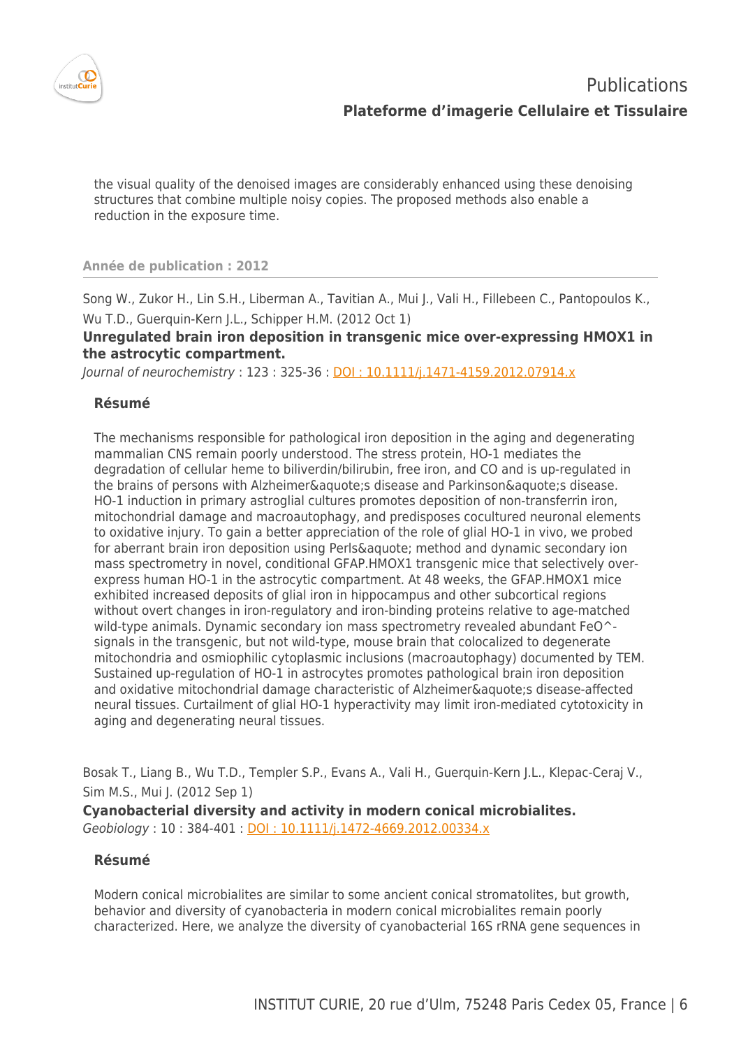the visual quality of the denoised images are considerably enhanced using these denoising structures that combine multiple noisy copies. The proposed methods also enable a reduction in the exposure time.

**Année de publication : 2012**

Song W., Zukor H., Lin S.H., Liberman A., Tavitian A., Mui J., Vali H., Fillebeen C., Pantopoulos K., Wu T.D., Guerquin-Kern J.L., Schipper H.M. (2012 Oct 1)

**Unregulated brain iron deposition in transgenic mice over-expressing HMOX1 in the astrocytic compartment.**

*Journal of neurochemistry* : 123 : 325-36 : DOI : 10.1111/j.1471-4159.2012.07914.x

**Résumé**

The mechanisms responsible for pathological iron deposition in the aging and degenerating mammalian CNS remain poorly understood. The stress protein, HO-1 mediates the degradation of cellular heme to biliverdin/bilirubin, free iron, and CO and is up-regulated in the brains of persons with Alzheimer&aquote;s disease and Parkinson&aquote;s disease. HO-1 induction in primary astroglial cultures promotes deposition of non-transferrin iron, mitochondrial damage and macroautophagy, and predisposes cocultured neuronal elements to oxidative injury. To gain a better appreciation of the role of glial HO-1 in vivo, we probed for aberrant brain iron deposition using Perls&aquote; method and dynamic secondary ion mass spectrometry in novel, conditional GFAP.HMOX1 transgenic mice that selectively over-express human HO-1 in the astrocytic compartment. At 48 weeks, the GFAP.HMOX1 mice exhibited increased deposits of glial iron in hippocampus and other subcortical regions without overt changes in iron-regulatory and iron-binding proteins relative to age-matched wild-type animals. Dynamic secondary ion mass spectrometry revealed abundant FeO^- signals in the transgenic, but not wild-type, mouse brain that colocalized to degenerate mitochondria and osmiophilic cytoplasmic inclusions (macroautophagy) documented by TEM. Sustained up-regulation of HO-1 in astrocytes promotes pathological brain iron deposition and oxidative mitochondrial damage characteristic of Alzheimer&aquote;s disease-affected neural tissues. Curtailment of glial HO-1 hyperactivity may limit iron-mediated cytotoxicity in aging and degenerating neural tissues.

Bosak T., Liang B., Wu T.D., Templer S.P., Evans A., Vali H., Guerquin-Kern J.L., Klepac-Ceraj V., Sim M.S., Mui J. (2012 Sep 1)

**Cyanobacterial diversity and activity in modern conical microbialites.**

*Geobiology* : 10 : 384-401 : DOI : 10.1111/j.1472-4669.2012.00334.x

**Résumé**

Modern conical microbialites are similar to some ancient conical stromatolites, but growth, behavior and diversity of cyanobacteria in modern conical microbialites remain poorly characterized. Here, we analyze the diversity of cyanobacterial 16S rRNA gene sequences in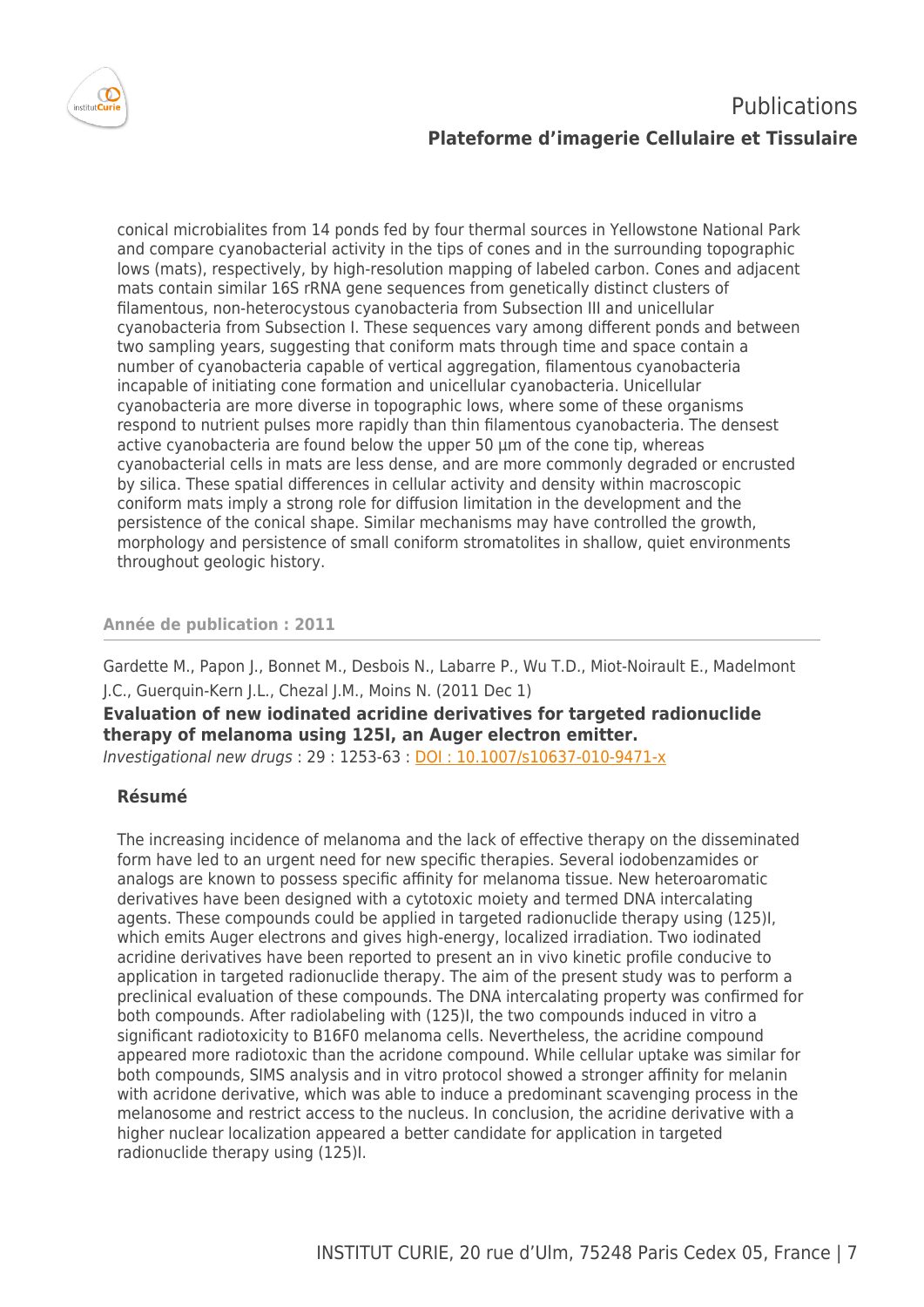conical microbialites from 14 ponds fed by four thermal sources in Yellowstone National Park and compare cyanobacterial activity in the tips of cones and in the surrounding topographic lows (mats), respectively, by high-resolution mapping of labeled carbon. Cones and adjacent mats contain similar 16S rRNA gene sequences from genetically distinct clusters of filamentous, non-heterocystous cyanobacteria from Subsection III and unicellular cyanobacteria from Subsection I. These sequences vary among different ponds and between two sampling years, suggesting that coniform mats through time and space contain a number of cyanobacteria capable of vertical aggregation, filamentous cyanobacteria incapable of initiating cone formation and unicellular cyanobacteria. Unicellular cyanobacteria are more diverse in topographic lows, where some of these organisms respond to nutrient pulses more rapidly than thin filamentous cyanobacteria. The densest active cyanobacteria are found below the upper 50 µm of the cone tip, whereas cyanobacterial cells in mats are less dense, and are more commonly degraded or encrusted by silica. These spatial differences in cellular activity and density within macroscopic coniform mats imply a strong role for diffusion limitation in the development and the persistence of the conical shape. Similar mechanisms may have controlled the growth, morphology and persistence of small coniform stromatolites in shallow, quiet environments throughout geologic history.

**Année de publication : 2011**

---

Gardette M., Papon J., Bonnet M., Desbois N., Labarre P., Wu T.D., Miot-Noirault E., Madelmont J.C., Guerquin-Kern J.L., Chezal J.M., Moins N. (2011 Dec 1)

**Evaluation of new iodinated acridine derivatives for targeted radionuclide therapy of melanoma using 125I, an Auger electron emitter.**

*Investigational new drugs* : 29 : 1253-63 : DOI : 10.1007/s10637-010-9471-x

#### Résumé

The increasing incidence of melanoma and the lack of effective therapy on the disseminated form have led to an urgent need for new specific therapies. Several iodobenzamides or analogs are known to possess specific affinity for melanoma tissue. New heteroaromatic derivatives have been designed with a cytotoxic moiety and termed DNA intercalating agents. These compounds could be applied in targeted radionuclide therapy using (125)I, which emits Auger electrons and gives high-energy, localized irradiation. Two iodinated acridine derivatives have been reported to present an in vivo kinetic profile conducive to application in targeted radionuclide therapy. The aim of the present study was to perform a preclinical evaluation of these compounds. The DNA intercalating property was confirmed for both compounds. After radiolabeling with (125)I, the two compounds induced in vitro a significant radiotoxicity to B16F0 melanoma cells. Nevertheless, the acridine compound appeared more radiotoxic than the acridone compound. While cellular uptake was similar for both compounds, SIMS analysis and in vitro protocol showed a stronger affinity for melanin with acridone derivative, which was able to induce a predominant scavenging process in the melanosome and restrict access to the nucleus. In conclusion, the acridine derivative with a higher nuclear localization appeared a better candidate for application in targeted radionuclide therapy using (125)I.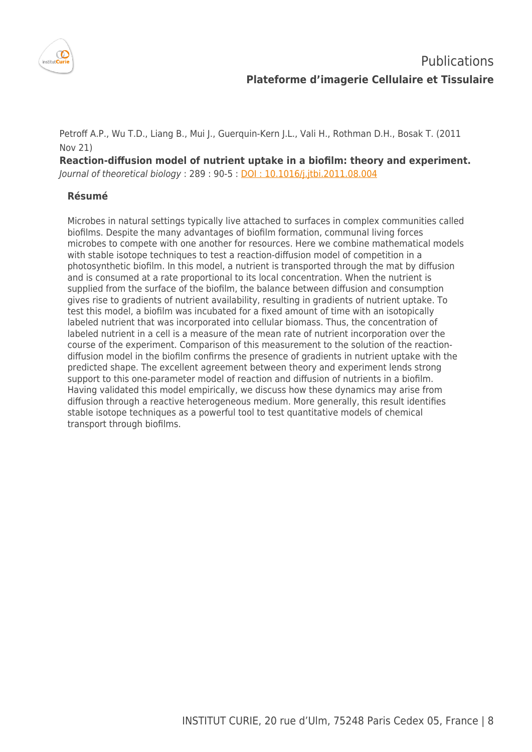Petroff A.P., Wu T.D., Liang B., Mui J., Guerquin-Kern J.L., Vali H., Rothman D.H., Bosak T. (2011 Nov 21)

**Reaction-diffusion model of nutrient uptake in a biofilm: theory and experiment.**
*Journal of theoretical biology* : 289 : 90-5 : DOI : 10.1016/j.jtbi.2011.08.004

### Résumé

Microbes in natural settings typically live attached to surfaces in complex communities called biofilms. Despite the many advantages of biofilm formation, communal living forces microbes to compete with one another for resources. Here we combine mathematical models with stable isotope techniques to test a reaction-diffusion model of competition in a photosynthetic biofilm. In this model, a nutrient is transported through the mat by diffusion and is consumed at a rate proportional to its local concentration. When the nutrient is supplied from the surface of the biofilm, the balance between diffusion and consumption gives rise to gradients of nutrient availability, resulting in gradients of nutrient uptake. To test this model, a biofilm was incubated for a fixed amount of time with an isotopically labeled nutrient that was incorporated into cellular biomass. Thus, the concentration of labeled nutrient in a cell is a measure of the mean rate of nutrient incorporation over the course of the experiment. Comparison of this measurement to the solution of the reaction-diffusion model in the biofilm confirms the presence of gradients in nutrient uptake with the predicted shape. The excellent agreement between theory and experiment lends strong support to this one-parameter model of reaction and diffusion of nutrients in a biofilm. Having validated this model empirically, we discuss how these dynamics may arise from diffusion through a reactive heterogeneous medium. More generally, this result identifies stable isotope techniques as a powerful tool to test quantitative models of chemical transport through biofilms.